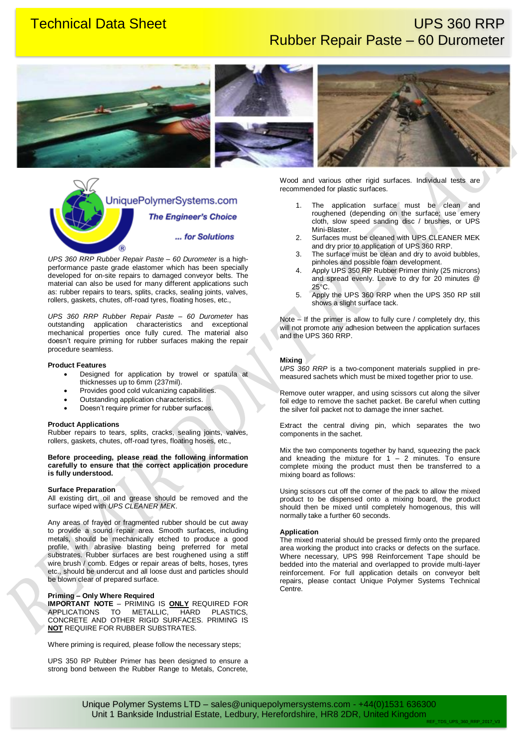# Technical Data Sheet

# UPS 360 RRP
## Rubber Repair Paste – 60 Durometer

UniquePolymerSystems.com
*The Engineer's Choice*
*... for Solutions*

*UPS 360 RRP Rubber Repair Paste – 60 Durometer* is a high-performance paste grade elastomer which has been specially developed for on-site repairs to damaged conveyor belts. The material can also be used for many different applications such as: rubber repairs to tears, splits, cracks, sealing joints, valves, rollers, gaskets, chutes, off-road tyres, floating hoses, etc.,

*UPS 360 RRP Rubber Repair Paste – 60 Durometer* has outstanding application characteristics and exceptional mechanical properties once fully cured. The material also doesn't require priming for rubber surfaces making the repair procedure seamless.

**Product Features**

- Designed for application by trowel or spatula at thicknesses up to 6mm (237mil).
- Provides good cold vulcanizing capabilities.
- Outstanding application characteristics.
- Doesn't require primer for rubber surfaces.

**Product Applications**

Rubber repairs to tears, splits, cracks, sealing joints, valves, rollers, gaskets, chutes, off-road tyres, floating hoses, etc.,

**Before proceeding, please read the following information carefully to ensure that the correct application procedure is fully understood.**

**Surface Preparation**

All existing dirt, oil and grease should be removed and the surface wiped with *UPS CLEANER MEK*.

Any areas of frayed or fragmented rubber should be cut away to provide a sound repair area. Smooth surfaces, including metals, should be mechanically etched to produce a good profile, with abrasive blasting being preferred for metal substrates. Rubber surfaces are best roughened using a stiff wire brush / comb. Edges or repair areas of belts, hoses, tyres etc., should be undercut and all loose dust and particles should be blown clear of prepared surface.

**Priming – Only Where Required**

**IMPORTANT NOTE** – PRIMING IS **ONLY** REQUIRED FOR APPLICATIONS TO METALLIC, HARD PLASTICS, CONCRETE AND OTHER RIGID SURFACES. PRIMING IS **NOT** REQUIRE FOR RUBBER SUBSTRATES.

Where priming is required, please follow the necessary steps;

UPS 350 RP Rubber Primer has been designed to ensure a strong bond between the Rubber Range to Metals, Concrete, Wood and various other rigid surfaces. Individual tests are recommended for plastic surfaces.

1. The application surface must be clean and roughened (depending on the surface; use emery cloth, slow speed sanding disc / brushes, or UPS Mini-Blaster.
2. Surfaces must be cleaned with UPS CLEANER MEK and dry prior to application of UPS 360 RRP.
3. The surface must be clean and dry to avoid bubbles, pinholes and possible foam development.
4. Apply UPS 350 RP Rubber Primer thinly (25 microns) and spread evenly. Leave to dry for 20 minutes @ 25°C.
5. Apply the UPS 360 RRP when the UPS 350 RP still shows a slight surface tack.

Note – If the primer is allow to fully cure / completely dry, this will not promote any adhesion between the application surfaces and the UPS 360 RRP.

**Mixing**

*UPS 360 RRP* is a two-component materials supplied in pre-measured sachets which must be mixed together prior to use.

Remove outer wrapper, and using scissors cut along the silver foil edge to remove the sachet packet. Be careful when cutting the silver foil packet not to damage the inner sachet.

Extract the central diving pin, which separates the two components in the sachet.

Mix the two components together by hand, squeezing the pack and kneading the mixture for 1 – 2 minutes. To ensure complete mixing the product must then be transferred to a mixing board as follows:

Using scissors cut off the corner of the pack to allow the mixed product to be dispensed onto a mixing board, the product should then be mixed until completely homogenous, this will normally take a further 60 seconds.

**Application**

The mixed material should be pressed firmly onto the prepared area working the product into cracks or defects on the surface. Where necessary, UPS 998 Reinforcement Tape should be bedded into the material and overlapped to provide multi-layer reinforcement. For full application details on conveyor belt repairs, please contact Unique Polymer Systems Technical Centre.

Unique Polymer Systems LTD – sales@uniquepolymersystems.com - +44(0)1531 636300
Unit 1 Bankside Industrial Estate, Ledbury, Herefordshire, HR8 2DR, United Kingdom
REF_TDS_UPS_360_RRP_2017_V3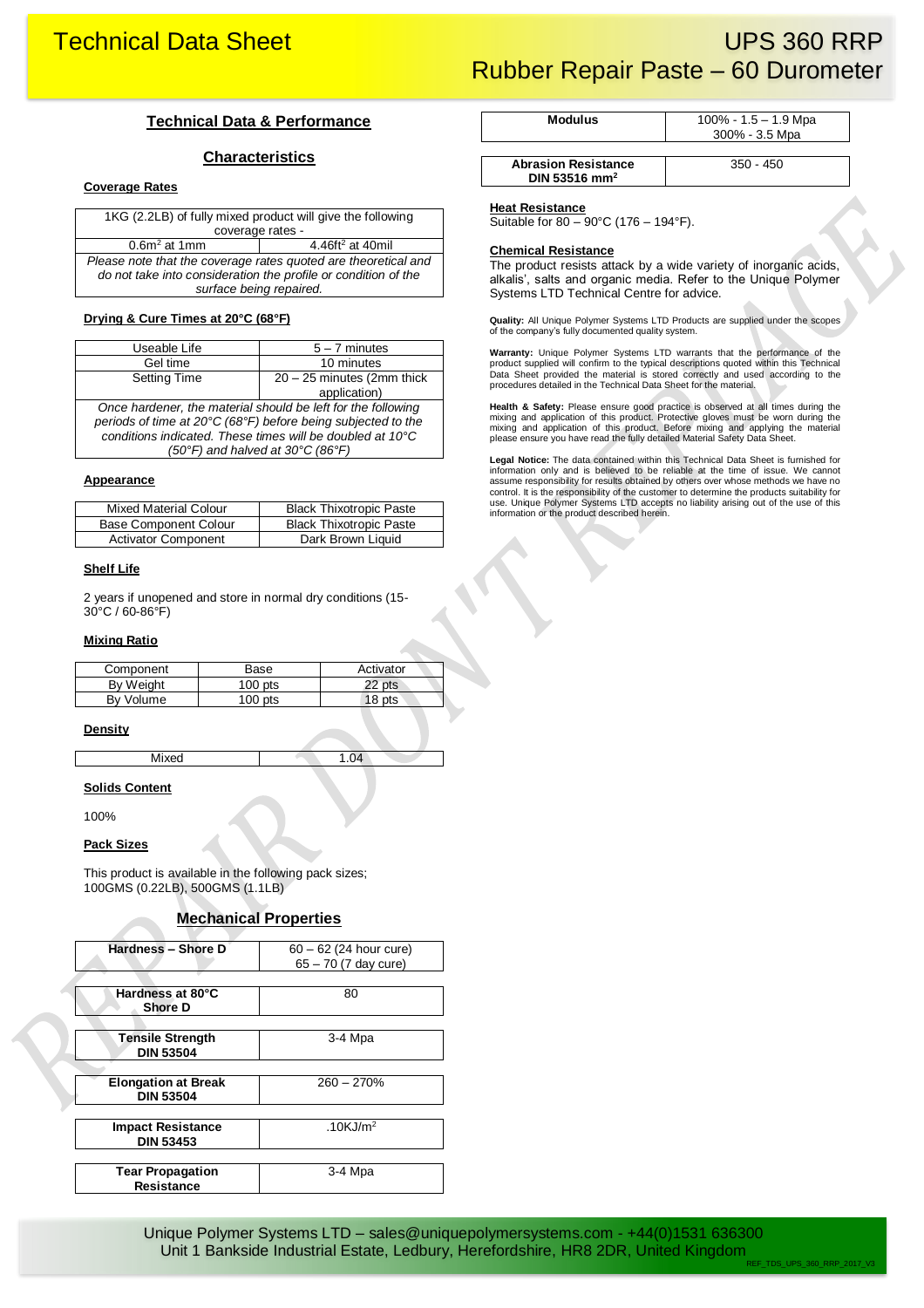# Technical Data Sheet

# UPS 360 RRP Rubber Repair Paste – 60 Durometer

## Technical Data & Performance

### Characteristics

**Coverage Rates**

| | |
|---|---|
| 1KG (2.2LB) of fully mixed product will give the following coverage rates - | |
| 0.6m² at 1mm | 4.46ft² at 40mil |
| *Please note that the coverage rates quoted are theoretical and do not take into consideration the profile or condition of the surface being repaired.* | |

**Drying & Cure Times at 20°C (68°F)**

| | |
|---|---|
| Useable Life | 5 – 7 minutes |
| Gel time | 10 minutes |
| Setting Time | 20 – 25 minutes (2mm thick application) |
| *Once hardener, the material should be left for the following periods of time at 20°C (68°F) before being subjected to the conditions indicated. These times will be doubled at 10°C (50°F) and halved at 30°C (86°F)* | |

**Appearance**

| | |
|---|---|
| Mixed Material Colour | Black Thixotropic Paste |
| Base Component Colour | Black Thixotropic Paste |
| Activator Component | Dark Brown Liquid |

**Shelf Life**

2 years if unopened and store in normal dry conditions (15-30°C / 60-86°F)

**Mixing Ratio**

| Component | Base | Activator |
|---|---|---|
| By Weight | 100 pts | 22 pts |
| By Volume | 100 pts | 18 pts |

**Density**

| | |
|---|---|
| Mixed | 1.04 |

**Solids Content**

100%

**Pack Sizes**

This product is available in the following pack sizes;
100GMS (0.22LB), 500GMS (1.1LB)

### Mechanical Properties

| | |
|---|---|
| **Hardness – Shore D** | 60 – 62 (24 hour cure) 65 – 70 (7 day cure) |
| **Hardness at 80°C Shore D** | 80 |
| **Tensile Strength DIN 53504** | 3-4 Mpa |
| **Elongation at Break DIN 53504** | 260 – 270% |
| **Impact Resistance DIN 53453** | .10KJ/m² |
| **Tear Propagation Resistance** | 3-4 Mpa |
| **Modulus** | 100% - 1.5 – 1.9 Mpa 300% - 3.5 Mpa |
| **Abrasion Resistance DIN 53516 mm²** | 350 - 450 |

**Heat Resistance**

Suitable for 80 – 90°C (176 – 194°F).

**Chemical Resistance**

The product resists attack by a wide variety of inorganic acids, alkalis', salts and organic media. Refer to the Unique Polymer Systems LTD Technical Centre for advice.

**Quality:** All Unique Polymer Systems LTD Products are supplied under the scopes of the company's fully documented quality system.

**Warranty:** Unique Polymer Systems LTD warrants that the performance of the product supplied will confirm to the typical descriptions quoted within this Technical Data Sheet provided the material is stored correctly and used according to the procedures detailed in the Technical Data Sheet for the material.

**Health & Safety:** Please ensure good practice is observed at all times during the mixing and application of this product. Protective gloves must be worn during the mixing and application of this product. Before mixing and applying the material please ensure you have read the fully detailed Material Safety Data Sheet.

**Legal Notice:** The data contained within this Technical Data Sheet is furnished for information only and is believed to be reliable at the time of issue. We cannot assume responsibility for results obtained by others over whose methods we have no control. It is the responsibility of the customer to determine the products suitability for use. Unique Polymer Systems LTD accepts no liability arising out of the use of this information or the product described herein.

Unique Polymer Systems LTD – sales@uniquepolymersystems.com - +44(0)1531 636300
Unit 1 Bankside Industrial Estate, Ledbury, Herefordshire, HR8 2DR, United Kingdom

REF_TDS_UPS_360_RRP_2017_V3